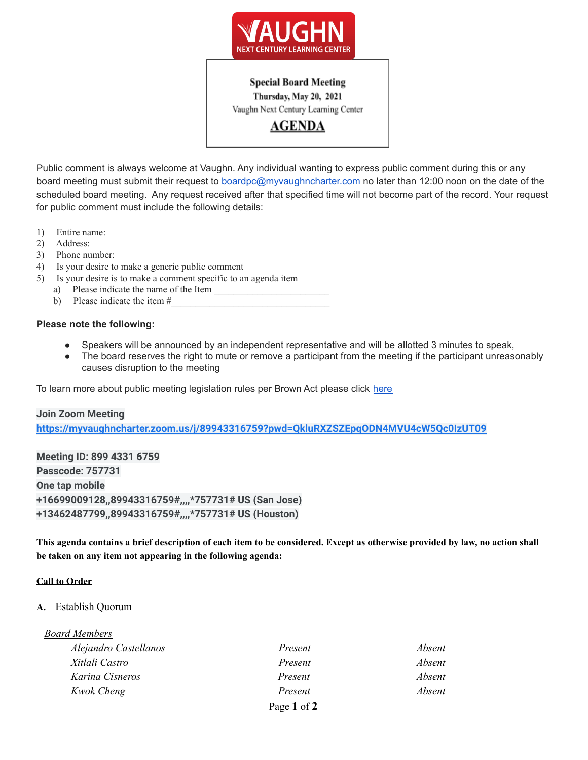**VAUGHN NEXT CENTURY LEARNING CENTER**

**Special Board Meeting**
**Thursday, May 20, 2021**
Vaughn Next Century Learning Center
**AGENDA**

Public comment is always welcome at Vaughn. Any individual wanting to express public comment during this or any board meeting must submit their request to boardpc@myvaughncharter.com no later than 12:00 noon on the date of the scheduled board meeting. Any request received after that specified time will not become part of the record. Your request for public comment must include the following details:

1) Entire name:
2) Address:
3) Phone number:
4) Is your desire to make a generic public comment
5) Is your desire is to make a comment specific to an agenda item
   a) Please indicate the name of the Item ______________________
   b) Please indicate the item #________________________________

**Please note the following:**

- Speakers will be announced by an independent representative and will be allotted 3 minutes to speak,
- The board reserves the right to mute or remove a participant from the meeting if the participant unreasonably causes disruption to the meeting

To learn more about public meeting legislation rules per Brown Act please click here

**Join Zoom Meeting**
**https://myvaughncharter.zoom.us/j/89943316759?pwd=QkluRXZSZEpqODN4MVU4cW5Qc0IzUT09**

**Meeting ID: 899 4331 6759**
**Passcode: 757731**
**One tap mobile**
**+16699009128,,89943316759#,,,,*757731# US (San Jose)**
**+13462487799,,89943316759#,,,,*757731# US (Houston)**

**This agenda contains a brief description of each item to be considered. Except as otherwise provided by law, no action shall be taken on any item not appearing in the following agenda:**

**Call to Order**

**A.** Establish Quorum

*Board Members*

| | | |
|---|---|---|
| *Alejandro Castellanos* | *Present* | *Absent* |
| *Xitlali Castro* | *Present* | *Absent* |
| *Karina Cisneros* | *Present* | *Absent* |
| *Kwok Cheng* | *Present* | *Absent* |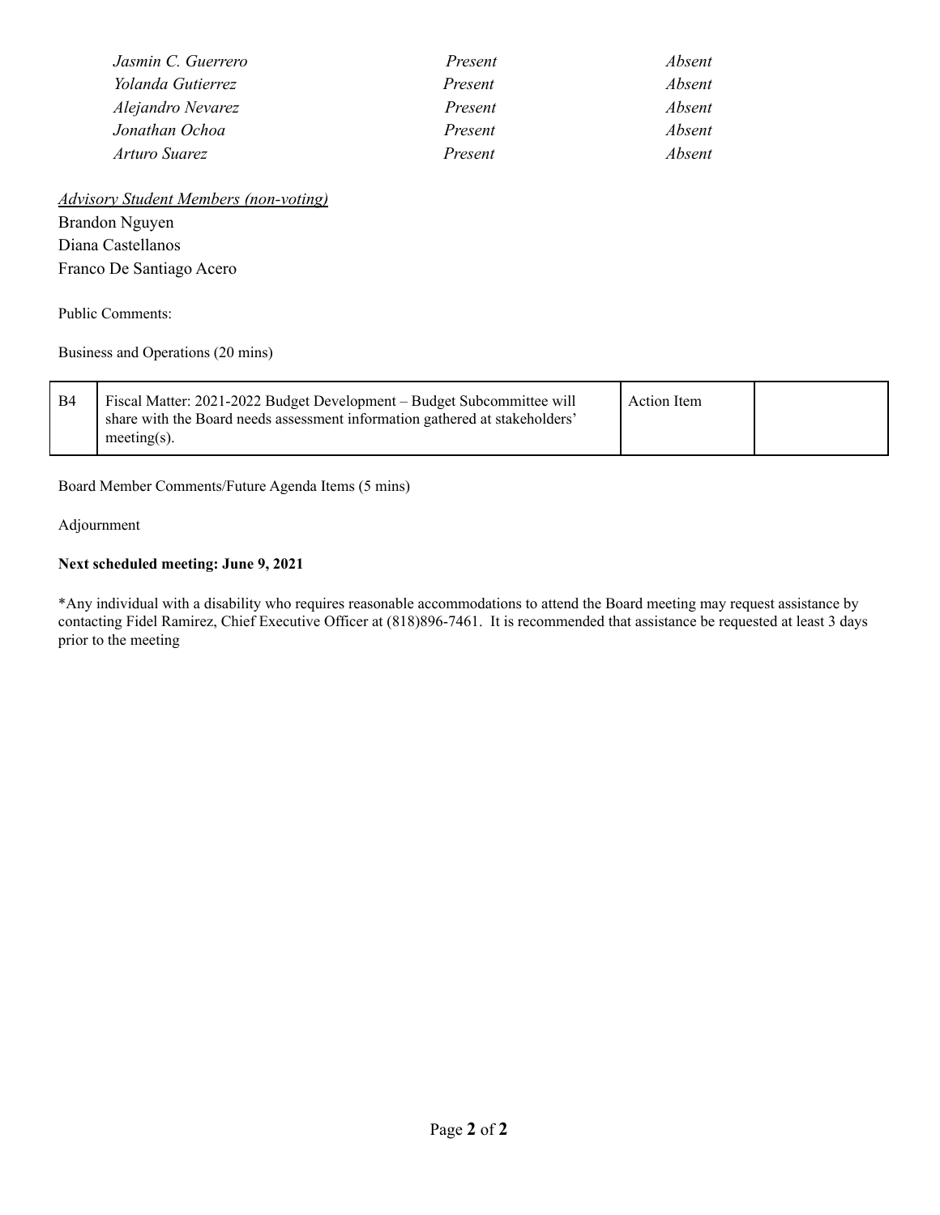| | | |
|---|---|---|
| *Jasmin C. Guerrero* | *Present* | *Absent* |
| *Yolanda Gutierrez* | *Present* | *Absent* |
| *Alejandro Nevarez* | *Present* | *Absent* |
| *Jonathan Ochoa* | *Present* | *Absent* |
| *Arturo Suarez* | *Present* | *Absent* |

*Advisory Student Members (non-voting)*

Brandon Nguyen
Diana Castellanos
Franco De Santiago Acero

Public Comments:

Business and Operations (20 mins)

| | | | |
|---|---|---|---|
| B4 | Fiscal Matter: 2021-2022 Budget Development – Budget Subcommittee will share with the Board needs assessment information gathered at stakeholders' meeting(s). | Action Item | |

Board Member Comments/Future Agenda Items (5 mins)

Adjournment

**Next scheduled meeting: June 9, 2021**

*Any individual with a disability who requires reasonable accommodations to attend the Board meeting may request assistance by contacting Fidel Ramirez, Chief Executive Officer at (818)896-7461. It is recommended that assistance be requested at least 3 days prior to the meeting